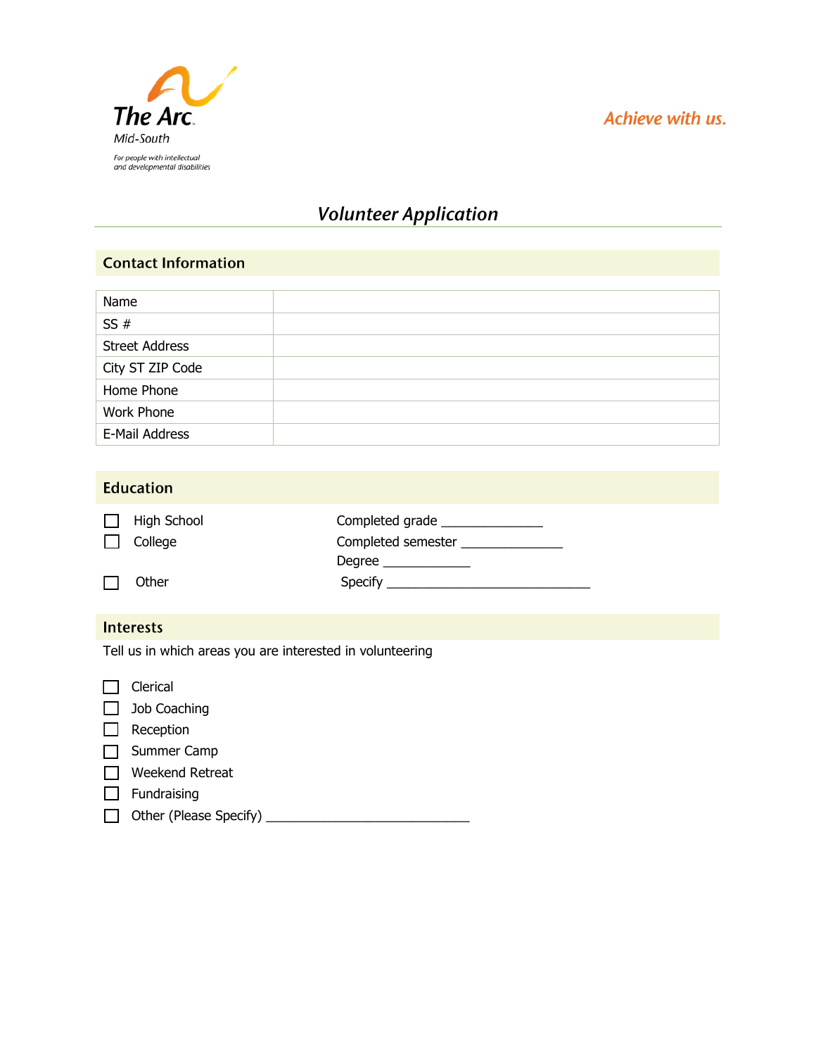The Arc
Mid-South

*For people with intellectual and developmental disabilities*

*Achieve with us.*

# *Volunteer Application*

## Contact Information

| | |
|---|---|
| Name | |
| SS # | |
| Street Address | |
| City ST ZIP Code | |
| Home Phone | |
| Work Phone | |
| E-Mail Address | |

## Education

☐ High School — Completed grade ______________

☐ College — Completed semester ______________

Degree ____________

☐ Other — Specify ____________________________

## Interests

Tell us in which areas you are interested in volunteering

☐ Clerical

☐ Job Coaching

☐ Reception

☐ Summer Camp

☐ Weekend Retreat

☐ Fundraising

☐ Other (Please Specify) ____________________________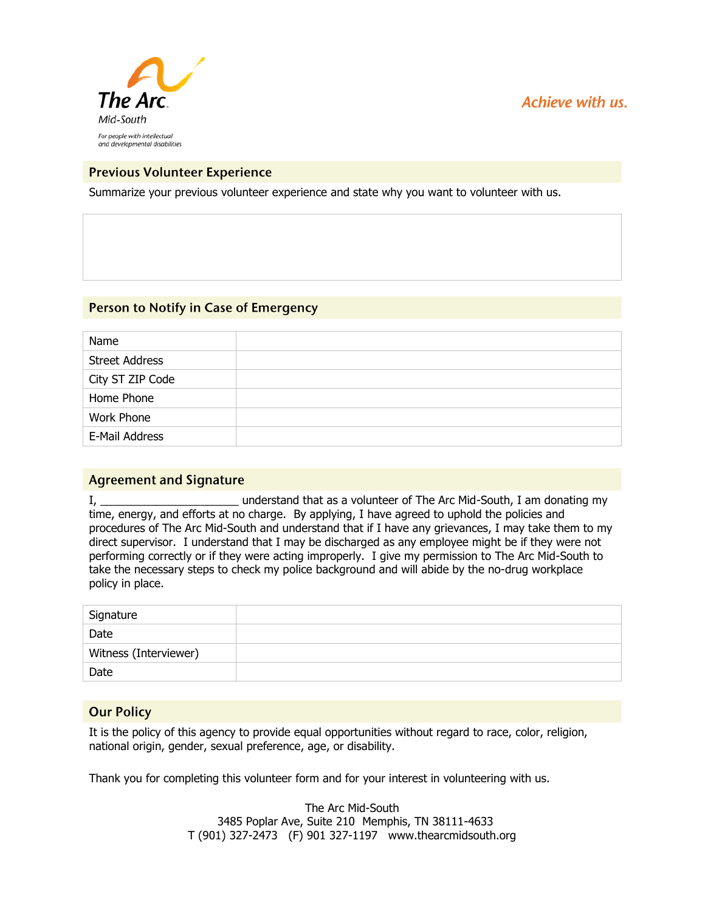The Arc.

Mid-South

For people with intellectual and developmental disabilities

*Achieve with us.*

## Previous Volunteer Experience

Summarize your previous volunteer experience and state why you want to volunteer with us.

| |
|---|
| |

## Person to Notify in Case of Emergency

| | |
|---|---|
| Name | |
| Street Address | |
| City ST ZIP Code | |
| Home Phone | |
| Work Phone | |
| E-Mail Address | |

## Agreement and Signature

I, ______________________ understand that as a volunteer of The Arc Mid-South, I am donating my time, energy, and efforts at no charge. By applying, I have agreed to uphold the policies and procedures of The Arc Mid-South and understand that if I have any grievances, I may take them to my direct supervisor. I understand that I may be discharged as any employee might be if they were not performing correctly or if they were acting improperly. I give my permission to The Arc Mid-South to take the necessary steps to check my police background and will abide by the no-drug workplace policy in place.

| | |
|---|---|
| Signature | |
| Date | |
| Witness (Interviewer) | |
| Date | |

## Our Policy

It is the policy of this agency to provide equal opportunities without regard to race, color, religion, national origin, gender, sexual preference, age, or disability.

Thank you for completing this volunteer form and for your interest in volunteering with us.

The Arc Mid-South
3485 Poplar Ave, Suite 210 Memphis, TN 38111-4633
T (901) 327-2473 (F) 901 327-1197 www.thearcmidsouth.org